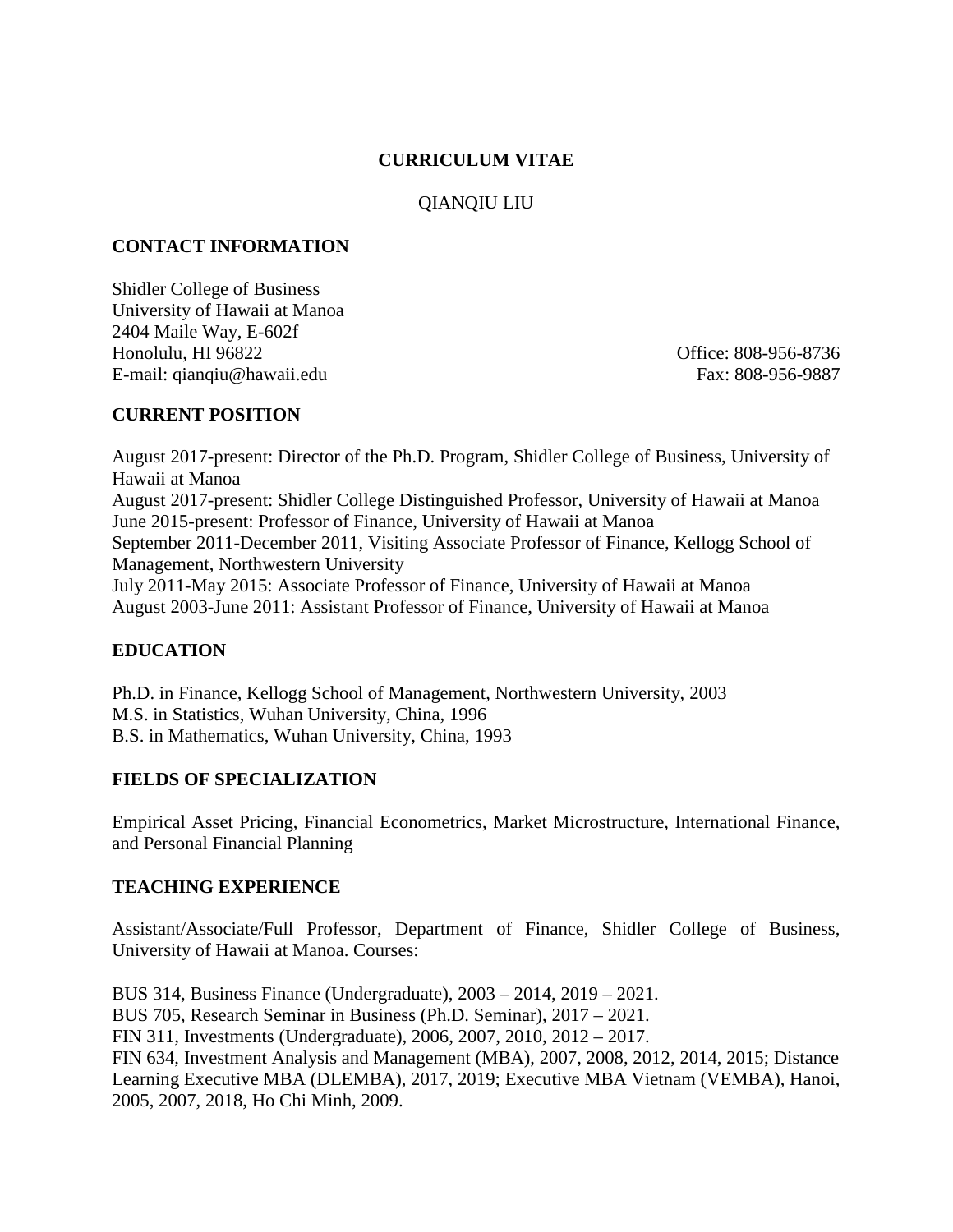# CURRICULUM VITAE

QIANQIU LIU

## CONTACT INFORMATION

Shidler College of Business
University of Hawaii at Manoa
2404 Maile Way, E-602f
Honolulu, HI 96822
E-mail: qianqiu@hawaii.edu

Office: 808-956-8736
Fax: 808-956-9887

## CURRENT POSITION

August 2017-present: Director of the Ph.D. Program, Shidler College of Business, University of Hawaii at Manoa
August 2017-present: Shidler College Distinguished Professor, University of Hawaii at Manoa
June 2015-present: Professor of Finance, University of Hawaii at Manoa
September 2011-December 2011, Visiting Associate Professor of Finance, Kellogg School of Management, Northwestern University
July 2011-May 2015: Associate Professor of Finance, University of Hawaii at Manoa
August 2003-June 2011: Assistant Professor of Finance, University of Hawaii at Manoa

## EDUCATION

Ph.D. in Finance, Kellogg School of Management, Northwestern University, 2003
M.S. in Statistics, Wuhan University, China, 1996
B.S. in Mathematics, Wuhan University, China, 1993

## FIELDS OF SPECIALIZATION

Empirical Asset Pricing, Financial Econometrics, Market Microstructure, International Finance, and Personal Financial Planning

## TEACHING EXPERIENCE

Assistant/Associate/Full Professor, Department of Finance, Shidler College of Business, University of Hawaii at Manoa. Courses:

BUS 314, Business Finance (Undergraduate), 2003 – 2014, 2019 – 2021.
BUS 705, Research Seminar in Business (Ph.D. Seminar), 2017 – 2021.
FIN 311, Investments (Undergraduate), 2006, 2007, 2010, 2012 – 2017.
FIN 634, Investment Analysis and Management (MBA), 2007, 2008, 2012, 2014, 2015; Distance Learning Executive MBA (DLEMBA), 2017, 2019; Executive MBA Vietnam (VEMBA), Hanoi, 2005, 2007, 2018, Ho Chi Minh, 2009.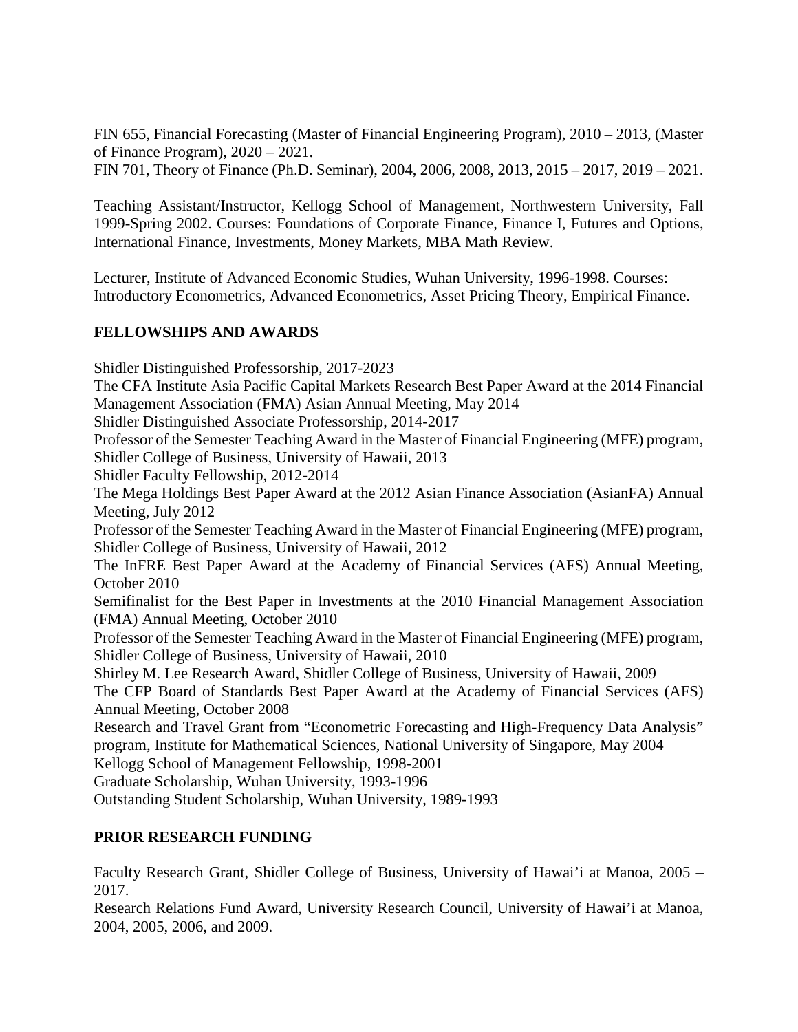FIN 655, Financial Forecasting (Master of Financial Engineering Program), 2010 – 2013, (Master of Finance Program), 2020 – 2021.
FIN 701, Theory of Finance (Ph.D. Seminar), 2004, 2006, 2008, 2013, 2015 – 2017, 2019 – 2021.

Teaching Assistant/Instructor, Kellogg School of Management, Northwestern University, Fall 1999-Spring 2002. Courses: Foundations of Corporate Finance, Finance I, Futures and Options, International Finance, Investments, Money Markets, MBA Math Review.

Lecturer, Institute of Advanced Economic Studies, Wuhan University, 1996-1998. Courses: Introductory Econometrics, Advanced Econometrics, Asset Pricing Theory, Empirical Finance.

## FELLOWSHIPS AND AWARDS

Shidler Distinguished Professorship, 2017-2023
The CFA Institute Asia Pacific Capital Markets Research Best Paper Award at the 2014 Financial Management Association (FMA) Asian Annual Meeting, May 2014
Shidler Distinguished Associate Professorship, 2014-2017
Professor of the Semester Teaching Award in the Master of Financial Engineering (MFE) program, Shidler College of Business, University of Hawaii, 2013
Shidler Faculty Fellowship, 2012-2014
The Mega Holdings Best Paper Award at the 2012 Asian Finance Association (AsianFA) Annual Meeting, July 2012
Professor of the Semester Teaching Award in the Master of Financial Engineering (MFE) program, Shidler College of Business, University of Hawaii, 2012
The InFRE Best Paper Award at the Academy of Financial Services (AFS) Annual Meeting, October 2010
Semifinalist for the Best Paper in Investments at the 2010 Financial Management Association (FMA) Annual Meeting, October 2010
Professor of the Semester Teaching Award in the Master of Financial Engineering (MFE) program, Shidler College of Business, University of Hawaii, 2010
Shirley M. Lee Research Award, Shidler College of Business, University of Hawaii, 2009
The CFP Board of Standards Best Paper Award at the Academy of Financial Services (AFS) Annual Meeting, October 2008
Research and Travel Grant from "Econometric Forecasting and High-Frequency Data Analysis" program, Institute for Mathematical Sciences, National University of Singapore, May 2004
Kellogg School of Management Fellowship, 1998-2001
Graduate Scholarship, Wuhan University, 1993-1996
Outstanding Student Scholarship, Wuhan University, 1989-1993

## PRIOR RESEARCH FUNDING

Faculty Research Grant, Shidler College of Business, University of Hawai'i at Manoa, 2005 – 2017.
Research Relations Fund Award, University Research Council, University of Hawai'i at Manoa, 2004, 2005, 2006, and 2009.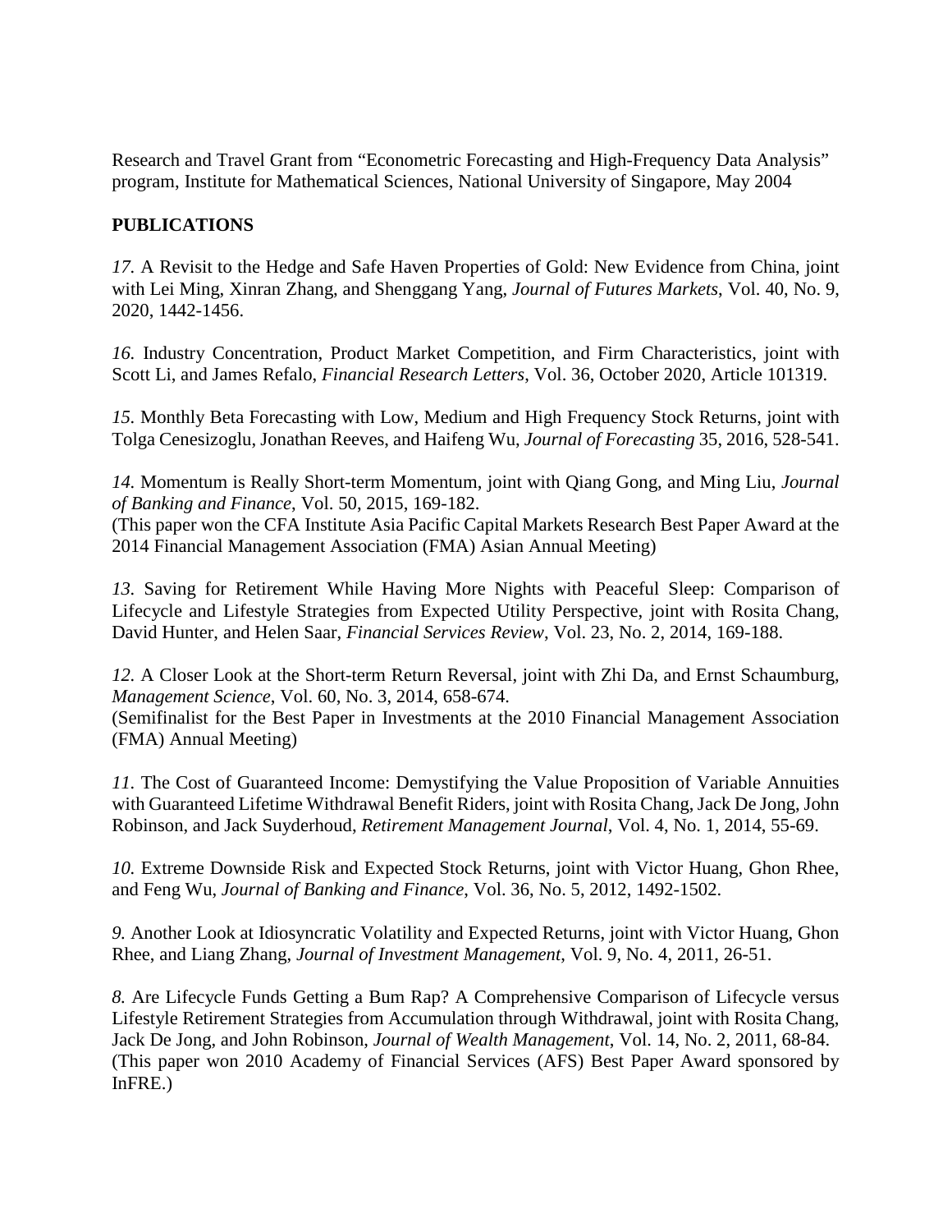Research and Travel Grant from "Econometric Forecasting and High-Frequency Data Analysis" program, Institute for Mathematical Sciences, National University of Singapore, May 2004

**PUBLICATIONS**

*17.* A Revisit to the Hedge and Safe Haven Properties of Gold: New Evidence from China, joint with Lei Ming, Xinran Zhang, and Shenggang Yang, *Journal of Futures Markets*, Vol. 40, No. 9, 2020, 1442-1456.

*16.* Industry Concentration, Product Market Competition, and Firm Characteristics, joint with Scott Li, and James Refalo, *Financial Research Letters*, Vol. 36, October 2020, Article 101319.

*15.* Monthly Beta Forecasting with Low, Medium and High Frequency Stock Returns, joint with Tolga Cenesizoglu, Jonathan Reeves, and Haifeng Wu, *Journal of Forecasting* 35, 2016, 528-541.

*14.* Momentum is Really Short-term Momentum, joint with Qiang Gong, and Ming Liu, *Journal of Banking and Finance*, Vol. 50, 2015, 169-182.
(This paper won the CFA Institute Asia Pacific Capital Markets Research Best Paper Award at the 2014 Financial Management Association (FMA) Asian Annual Meeting)

*13.* Saving for Retirement While Having More Nights with Peaceful Sleep: Comparison of Lifecycle and Lifestyle Strategies from Expected Utility Perspective, joint with Rosita Chang, David Hunter, and Helen Saar, *Financial Services Review*, Vol. 23, No. 2, 2014, 169-188.

*12.* A Closer Look at the Short-term Return Reversal, joint with Zhi Da, and Ernst Schaumburg, *Management Science*, Vol. 60, No. 3, 2014, 658-674.
(Semifinalist for the Best Paper in Investments at the 2010 Financial Management Association (FMA) Annual Meeting)

*11.* The Cost of Guaranteed Income: Demystifying the Value Proposition of Variable Annuities with Guaranteed Lifetime Withdrawal Benefit Riders, joint with Rosita Chang, Jack De Jong, John Robinson, and Jack Suyderhoud, *Retirement Management Journal*, Vol. 4, No. 1, 2014, 55-69.

*10.* Extreme Downside Risk and Expected Stock Returns, joint with Victor Huang, Ghon Rhee, and Feng Wu, *Journal of Banking and Finance*, Vol. 36, No. 5, 2012, 1492-1502.

*9.* Another Look at Idiosyncratic Volatility and Expected Returns, joint with Victor Huang, Ghon Rhee, and Liang Zhang, *Journal of Investment Management*, Vol. 9, No. 4, 2011, 26-51.

*8.* Are Lifecycle Funds Getting a Bum Rap? A Comprehensive Comparison of Lifecycle versus Lifestyle Retirement Strategies from Accumulation through Withdrawal, joint with Rosita Chang, Jack De Jong, and John Robinson, *Journal of Wealth Management*, Vol. 14, No. 2, 2011, 68-84.
(This paper won 2010 Academy of Financial Services (AFS) Best Paper Award sponsored by InFRE.)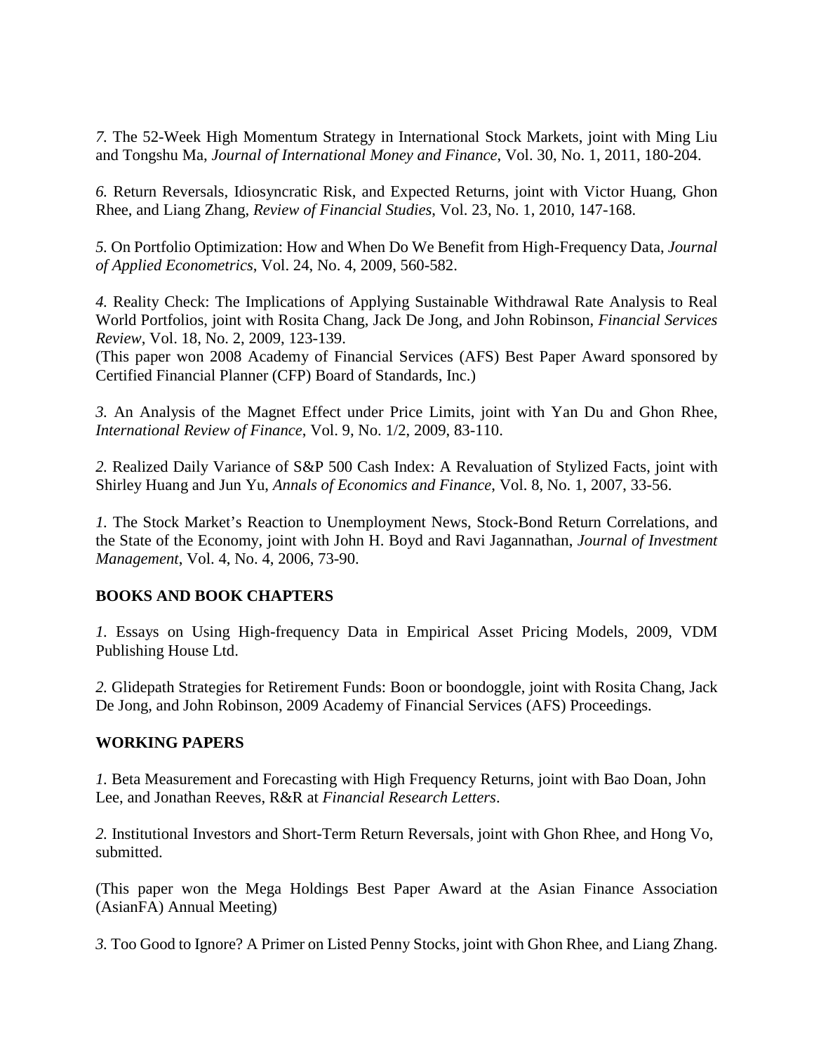*7.* The 52-Week High Momentum Strategy in International Stock Markets, joint with Ming Liu and Tongshu Ma, *Journal of International Money and Finance*, Vol. 30, No. 1, 2011, 180-204.

*6.* Return Reversals, Idiosyncratic Risk, and Expected Returns, joint with Victor Huang, Ghon Rhee, and Liang Zhang, *Review of Financial Studies*, Vol. 23, No. 1, 2010, 147-168.

*5.* On Portfolio Optimization: How and When Do We Benefit from High-Frequency Data, *Journal of Applied Econometrics*, Vol. 24, No. 4, 2009, 560-582.

*4.* Reality Check: The Implications of Applying Sustainable Withdrawal Rate Analysis to Real World Portfolios, joint with Rosita Chang, Jack De Jong, and John Robinson, *Financial Services Review*, Vol. 18, No. 2, 2009, 123-139.
(This paper won 2008 Academy of Financial Services (AFS) Best Paper Award sponsored by Certified Financial Planner (CFP) Board of Standards, Inc.)

*3.* An Analysis of the Magnet Effect under Price Limits, joint with Yan Du and Ghon Rhee, *International Review of Finance*, Vol. 9, No. 1/2, 2009, 83-110.

*2.* Realized Daily Variance of S&P 500 Cash Index: A Revaluation of Stylized Facts, joint with Shirley Huang and Jun Yu, *Annals of Economics and Finance*, Vol. 8, No. 1, 2007, 33-56.

*1.* The Stock Market's Reaction to Unemployment News, Stock-Bond Return Correlations, and the State of the Economy, joint with John H. Boyd and Ravi Jagannathan, *Journal of Investment Management*, Vol. 4, No. 4, 2006, 73-90.

**BOOKS AND BOOK CHAPTERS**

*1.* Essays on Using High-frequency Data in Empirical Asset Pricing Models, 2009, VDM Publishing House Ltd.

*2.* Glidepath Strategies for Retirement Funds: Boon or boondoggle, joint with Rosita Chang, Jack De Jong, and John Robinson, 2009 Academy of Financial Services (AFS) Proceedings.

**WORKING PAPERS**

*1.* Beta Measurement and Forecasting with High Frequency Returns, joint with Bao Doan, John Lee, and Jonathan Reeves, R&R at *Financial Research Letters*.

*2.* Institutional Investors and Short-Term Return Reversals, joint with Ghon Rhee, and Hong Vo, submitted.

(This paper won the Mega Holdings Best Paper Award at the Asian Finance Association (AsianFA) Annual Meeting)

*3.* Too Good to Ignore? A Primer on Listed Penny Stocks, joint with Ghon Rhee, and Liang Zhang.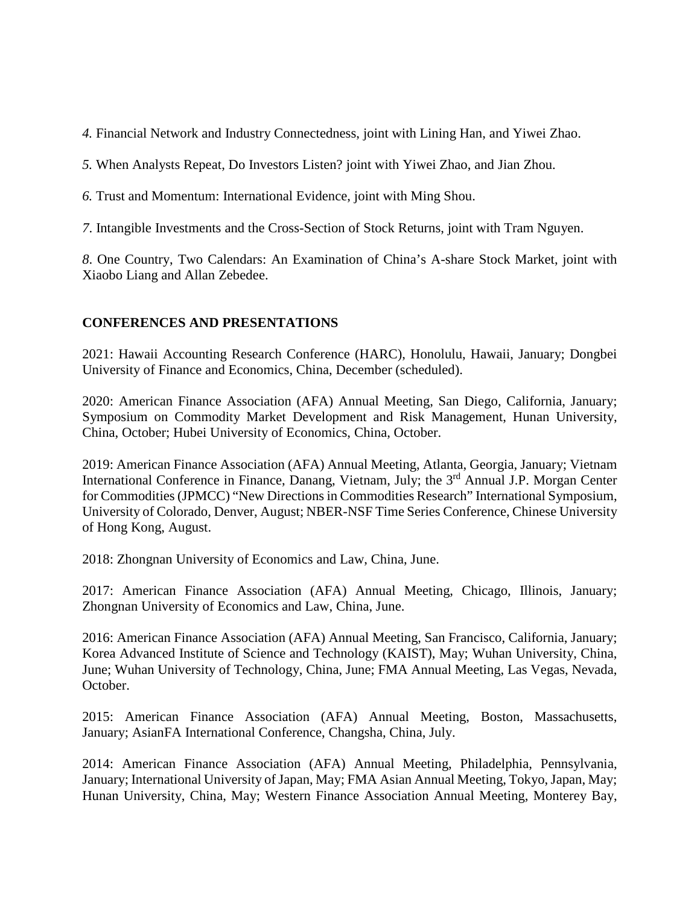*4.* Financial Network and Industry Connectedness, joint with Lining Han, and Yiwei Zhao.

*5.* When Analysts Repeat, Do Investors Listen? joint with Yiwei Zhao, and Jian Zhou.

*6.* Trust and Momentum: International Evidence, joint with Ming Shou.

*7.* Intangible Investments and the Cross-Section of Stock Returns, joint with Tram Nguyen.

*8*. One Country, Two Calendars: An Examination of China's A-share Stock Market, joint with Xiaobo Liang and Allan Zebedee.

**CONFERENCES AND PRESENTATIONS**

2021: Hawaii Accounting Research Conference (HARC), Honolulu, Hawaii, January; Dongbei University of Finance and Economics, China, December (scheduled).

2020: American Finance Association (AFA) Annual Meeting, San Diego, California, January; Symposium on Commodity Market Development and Risk Management, Hunan University, China, October; Hubei University of Economics, China, October.

2019: American Finance Association (AFA) Annual Meeting, Atlanta, Georgia, January; Vietnam International Conference in Finance, Danang, Vietnam, July; the 3rd Annual J.P. Morgan Center for Commodities (JPMCC) "New Directions in Commodities Research" International Symposium, University of Colorado, Denver, August; NBER-NSF Time Series Conference, Chinese University of Hong Kong, August.

2018: Zhongnan University of Economics and Law, China, June.

2017: American Finance Association (AFA) Annual Meeting, Chicago, Illinois, January; Zhongnan University of Economics and Law, China, June.

2016: American Finance Association (AFA) Annual Meeting, San Francisco, California, January; Korea Advanced Institute of Science and Technology (KAIST), May; Wuhan University, China, June; Wuhan University of Technology, China, June; FMA Annual Meeting, Las Vegas, Nevada, October.

2015: American Finance Association (AFA) Annual Meeting, Boston, Massachusetts, January; AsianFA International Conference, Changsha, China, July.

2014: American Finance Association (AFA) Annual Meeting, Philadelphia, Pennsylvania, January; International University of Japan, May; FMA Asian Annual Meeting, Tokyo, Japan, May; Hunan University, China, May; Western Finance Association Annual Meeting, Monterey Bay,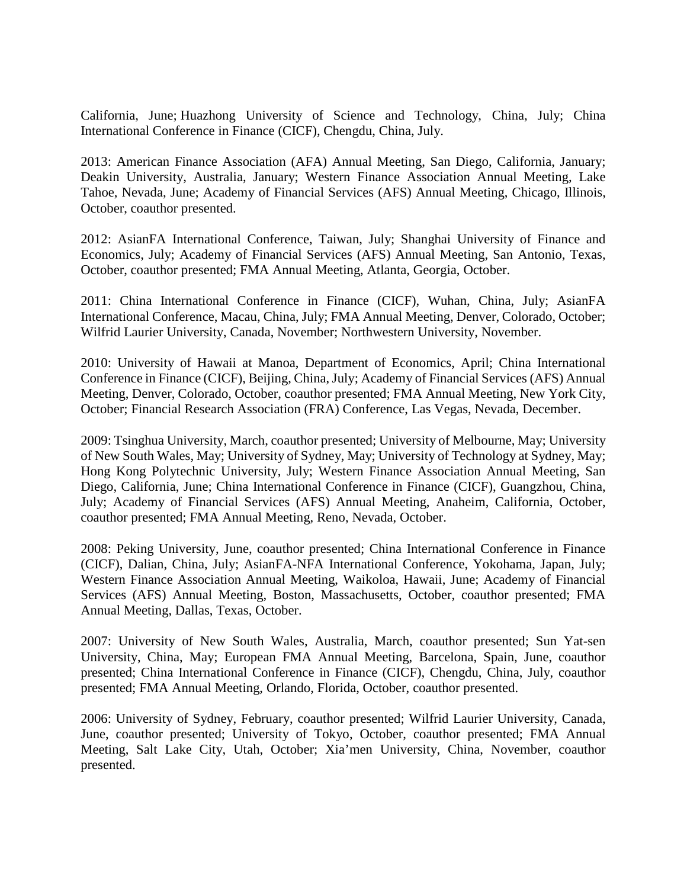California, June; Huazhong University of Science and Technology, China, July; China International Conference in Finance (CICF), Chengdu, China, July.

2013: American Finance Association (AFA) Annual Meeting, San Diego, California, January; Deakin University, Australia, January; Western Finance Association Annual Meeting, Lake Tahoe, Nevada, June; Academy of Financial Services (AFS) Annual Meeting, Chicago, Illinois, October, coauthor presented.

2012: AsianFA International Conference, Taiwan, July; Shanghai University of Finance and Economics, July; Academy of Financial Services (AFS) Annual Meeting, San Antonio, Texas, October, coauthor presented; FMA Annual Meeting, Atlanta, Georgia, October.

2011: China International Conference in Finance (CICF), Wuhan, China, July; AsianFA International Conference, Macau, China, July; FMA Annual Meeting, Denver, Colorado, October; Wilfrid Laurier University, Canada, November; Northwestern University, November.

2010: University of Hawaii at Manoa, Department of Economics, April; China International Conference in Finance (CICF), Beijing, China, July; Academy of Financial Services (AFS) Annual Meeting, Denver, Colorado, October, coauthor presented; FMA Annual Meeting, New York City, October; Financial Research Association (FRA) Conference, Las Vegas, Nevada, December.

2009: Tsinghua University, March, coauthor presented; University of Melbourne, May; University of New South Wales, May; University of Sydney, May; University of Technology at Sydney, May; Hong Kong Polytechnic University, July; Western Finance Association Annual Meeting, San Diego, California, June; China International Conference in Finance (CICF), Guangzhou, China, July; Academy of Financial Services (AFS) Annual Meeting, Anaheim, California, October, coauthor presented; FMA Annual Meeting, Reno, Nevada, October.

2008: Peking University, June, coauthor presented; China International Conference in Finance (CICF), Dalian, China, July; AsianFA-NFA International Conference, Yokohama, Japan, July; Western Finance Association Annual Meeting, Waikoloa, Hawaii, June; Academy of Financial Services (AFS) Annual Meeting, Boston, Massachusetts, October, coauthor presented; FMA Annual Meeting, Dallas, Texas, October.

2007: University of New South Wales, Australia, March, coauthor presented; Sun Yat-sen University, China, May; European FMA Annual Meeting, Barcelona, Spain, June, coauthor presented; China International Conference in Finance (CICF), Chengdu, China, July, coauthor presented; FMA Annual Meeting, Orlando, Florida, October, coauthor presented.

2006: University of Sydney, February, coauthor presented; Wilfrid Laurier University, Canada, June, coauthor presented; University of Tokyo, October, coauthor presented; FMA Annual Meeting, Salt Lake City, Utah, October; Xia'men University, China, November, coauthor presented.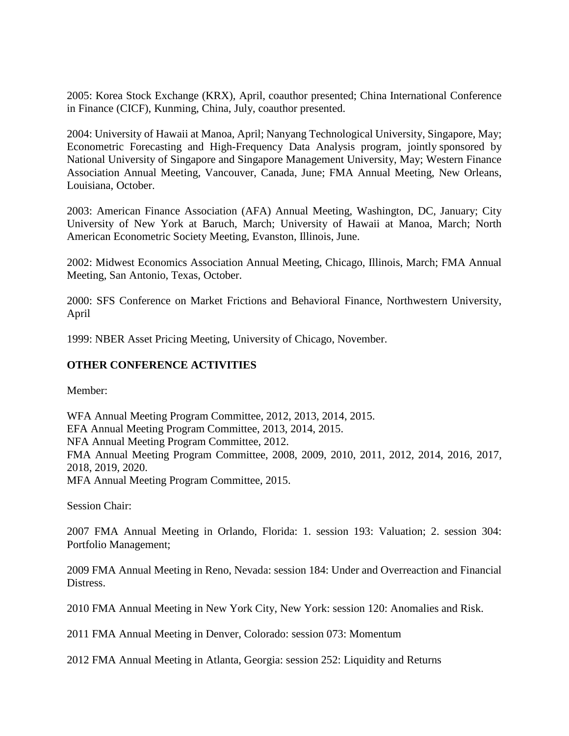2005: Korea Stock Exchange (KRX), April, coauthor presented; China International Conference in Finance (CICF), Kunming, China, July, coauthor presented.

2004: University of Hawaii at Manoa, April; Nanyang Technological University, Singapore, May; Econometric Forecasting and High-Frequency Data Analysis program, jointly sponsored by National University of Singapore and Singapore Management University, May; Western Finance Association Annual Meeting, Vancouver, Canada, June; FMA Annual Meeting, New Orleans, Louisiana, October.

2003: American Finance Association (AFA) Annual Meeting, Washington, DC, January; City University of New York at Baruch, March; University of Hawaii at Manoa, March; North American Econometric Society Meeting, Evanston, Illinois, June.

2002: Midwest Economics Association Annual Meeting, Chicago, Illinois, March; FMA Annual Meeting, San Antonio, Texas, October.

2000: SFS Conference on Market Frictions and Behavioral Finance, Northwestern University, April

1999: NBER Asset Pricing Meeting, University of Chicago, November.

## OTHER CONFERENCE ACTIVITIES

Member:

WFA Annual Meeting Program Committee, 2012, 2013, 2014, 2015.
EFA Annual Meeting Program Committee, 2013, 2014, 2015.
NFA Annual Meeting Program Committee, 2012.
FMA Annual Meeting Program Committee, 2008, 2009, 2010, 2011, 2012, 2014, 2016, 2017, 2018, 2019, 2020.
MFA Annual Meeting Program Committee, 2015.

Session Chair:

2007 FMA Annual Meeting in Orlando, Florida: 1. session 193: Valuation; 2. session 304: Portfolio Management;

2009 FMA Annual Meeting in Reno, Nevada: session 184: Under and Overreaction and Financial Distress.

2010 FMA Annual Meeting in New York City, New York: session 120: Anomalies and Risk.

2011 FMA Annual Meeting in Denver, Colorado: session 073: Momentum

2012 FMA Annual Meeting in Atlanta, Georgia: session 252: Liquidity and Returns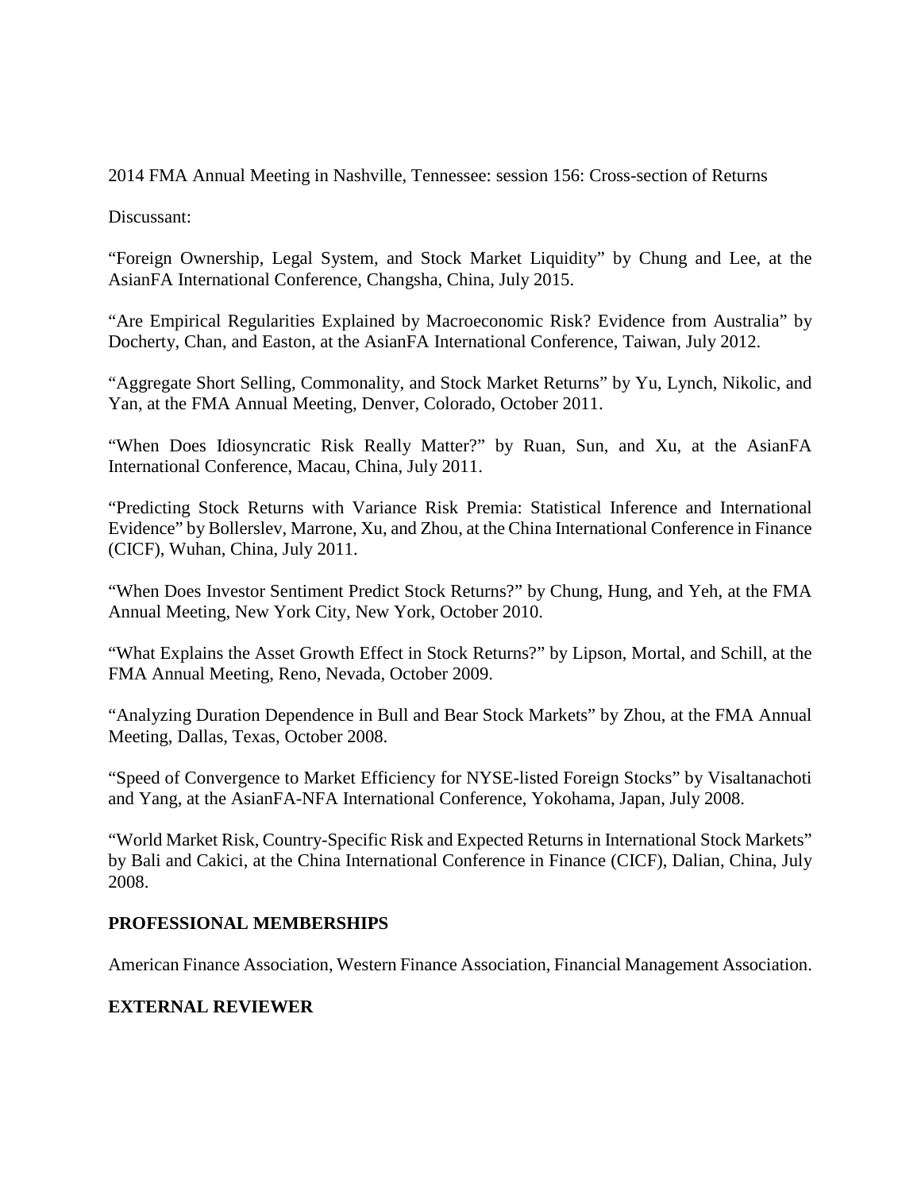2014 FMA Annual Meeting in Nashville, Tennessee: session 156: Cross-section of Returns

Discussant:

"Foreign Ownership, Legal System, and Stock Market Liquidity" by Chung and Lee, at the AsianFA International Conference, Changsha, China, July 2015.

"Are Empirical Regularities Explained by Macroeconomic Risk? Evidence from Australia" by Docherty, Chan, and Easton, at the AsianFA International Conference, Taiwan, July 2012.

"Aggregate Short Selling, Commonality, and Stock Market Returns" by Yu, Lynch, Nikolic, and Yan, at the FMA Annual Meeting, Denver, Colorado, October 2011.

"When Does Idiosyncratic Risk Really Matter?" by Ruan, Sun, and Xu, at the AsianFA International Conference, Macau, China, July 2011.

"Predicting Stock Returns with Variance Risk Premia: Statistical Inference and International Evidence" by Bollerslev, Marrone, Xu, and Zhou, at the China International Conference in Finance (CICF), Wuhan, China, July 2011.

"When Does Investor Sentiment Predict Stock Returns?" by Chung, Hung, and Yeh, at the FMA Annual Meeting, New York City, New York, October 2010.

"What Explains the Asset Growth Effect in Stock Returns?" by Lipson, Mortal, and Schill, at the FMA Annual Meeting, Reno, Nevada, October 2009.

"Analyzing Duration Dependence in Bull and Bear Stock Markets" by Zhou, at the FMA Annual Meeting, Dallas, Texas, October 2008.

"Speed of Convergence to Market Efficiency for NYSE-listed Foreign Stocks" by Visaltanachoti and Yang, at the AsianFA-NFA International Conference, Yokohama, Japan, July 2008.

"World Market Risk, Country-Specific Risk and Expected Returns in International Stock Markets" by Bali and Cakici, at the China International Conference in Finance (CICF), Dalian, China, July 2008.

## PROFESSIONAL MEMBERSHIPS

American Finance Association, Western Finance Association, Financial Management Association.

## EXTERNAL REVIEWER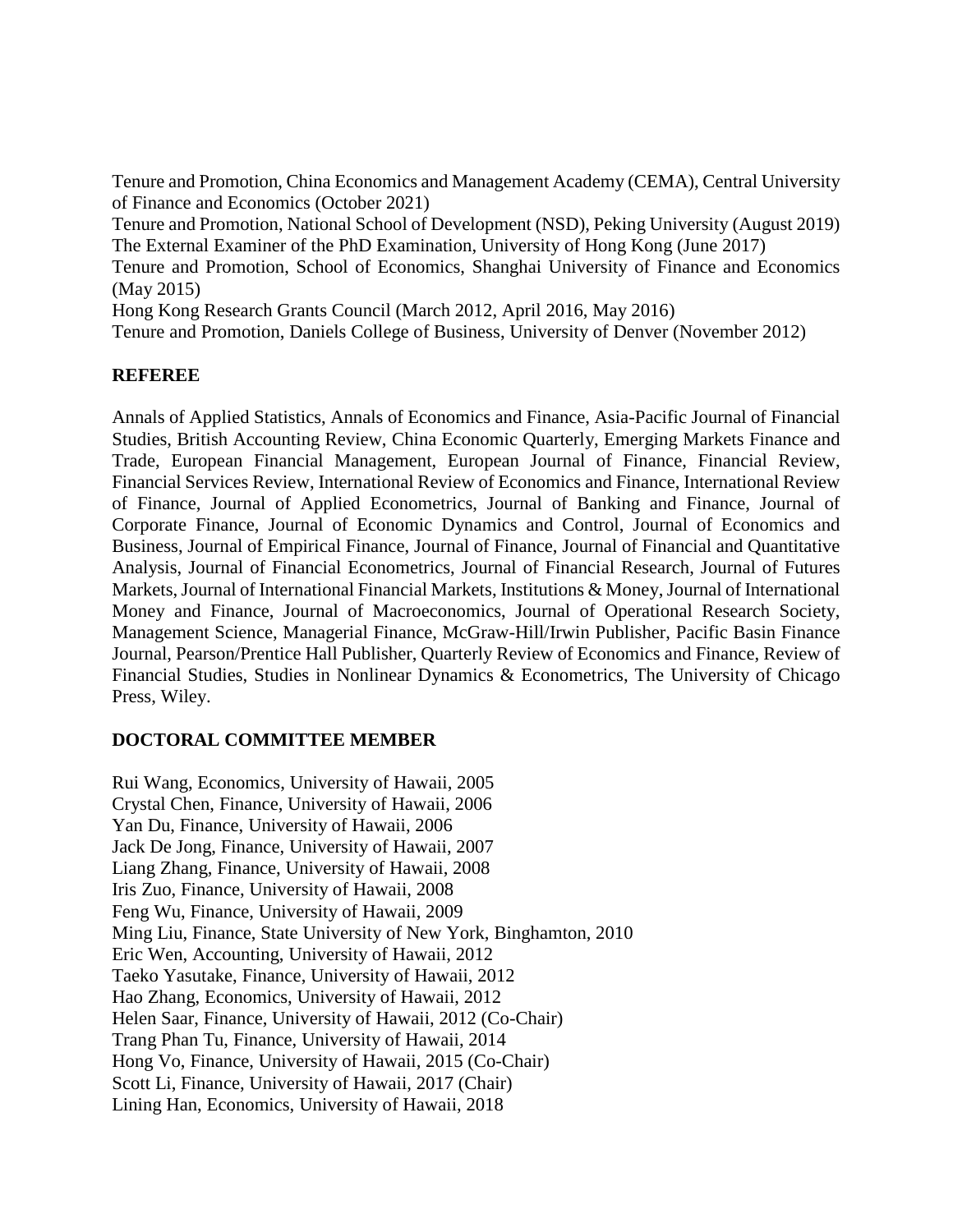Tenure and Promotion, China Economics and Management Academy (CEMA), Central University of Finance and Economics (October 2021)

Tenure and Promotion, National School of Development (NSD), Peking University (August 2019)

The External Examiner of the PhD Examination, University of Hong Kong (June 2017)

Tenure and Promotion, School of Economics, Shanghai University of Finance and Economics (May 2015)

Hong Kong Research Grants Council (March 2012, April 2016, May 2016)

Tenure and Promotion, Daniels College of Business, University of Denver (November 2012)

**REFEREE**

Annals of Applied Statistics, Annals of Economics and Finance, Asia-Pacific Journal of Financial Studies, British Accounting Review, China Economic Quarterly, Emerging Markets Finance and Trade, European Financial Management, European Journal of Finance, Financial Review, Financial Services Review, International Review of Economics and Finance, International Review of Finance, Journal of Applied Econometrics, Journal of Banking and Finance, Journal of Corporate Finance, Journal of Economic Dynamics and Control, Journal of Economics and Business, Journal of Empirical Finance, Journal of Finance, Journal of Financial and Quantitative Analysis, Journal of Financial Econometrics, Journal of Financial Research, Journal of Futures Markets, Journal of International Financial Markets, Institutions & Money, Journal of International Money and Finance, Journal of Macroeconomics, Journal of Operational Research Society, Management Science, Managerial Finance, McGraw-Hill/Irwin Publisher, Pacific Basin Finance Journal, Pearson/Prentice Hall Publisher, Quarterly Review of Economics and Finance, Review of Financial Studies, Studies in Nonlinear Dynamics & Econometrics, The University of Chicago Press, Wiley.

**DOCTORAL COMMITTEE MEMBER**

Rui Wang, Economics, University of Hawaii, 2005
Crystal Chen, Finance, University of Hawaii, 2006
Yan Du, Finance, University of Hawaii, 2006
Jack De Jong, Finance, University of Hawaii, 2007
Liang Zhang, Finance, University of Hawaii, 2008
Iris Zuo, Finance, University of Hawaii, 2008
Feng Wu, Finance, University of Hawaii, 2009
Ming Liu, Finance, State University of New York, Binghamton, 2010
Eric Wen, Accounting, University of Hawaii, 2012
Taeko Yasutake, Finance, University of Hawaii, 2012
Hao Zhang, Economics, University of Hawaii, 2012
Helen Saar, Finance, University of Hawaii, 2012 (Co-Chair)
Trang Phan Tu, Finance, University of Hawaii, 2014
Hong Vo, Finance, University of Hawaii, 2015 (Co-Chair)
Scott Li, Finance, University of Hawaii, 2017 (Chair)
Lining Han, Economics, University of Hawaii, 2018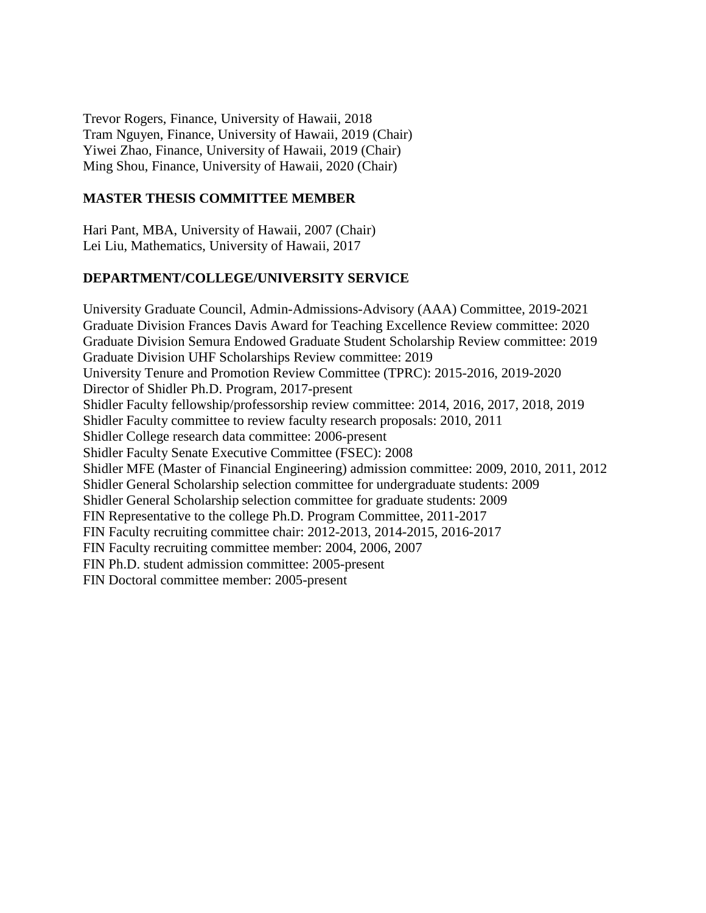Trevor Rogers, Finance, University of Hawaii, 2018
Tram Nguyen, Finance, University of Hawaii, 2019 (Chair)
Yiwei Zhao, Finance, University of Hawaii, 2019 (Chair)
Ming Shou, Finance, University of Hawaii, 2020 (Chair)

## MASTER THESIS COMMITTEE MEMBER

Hari Pant, MBA, University of Hawaii, 2007 (Chair)
Lei Liu, Mathematics, University of Hawaii, 2017

## DEPARTMENT/COLLEGE/UNIVERSITY SERVICE

University Graduate Council, Admin-Admissions-Advisory (AAA) Committee, 2019-2021
Graduate Division Frances Davis Award for Teaching Excellence Review committee: 2020
Graduate Division Semura Endowed Graduate Student Scholarship Review committee: 2019
Graduate Division UHF Scholarships Review committee: 2019
University Tenure and Promotion Review Committee (TPRC): 2015-2016, 2019-2020
Director of Shidler Ph.D. Program, 2017-present
Shidler Faculty fellowship/professorship review committee: 2014, 2016, 2017, 2018, 2019
Shidler Faculty committee to review faculty research proposals: 2010, 2011
Shidler College research data committee: 2006-present
Shidler Faculty Senate Executive Committee (FSEC): 2008
Shidler MFE (Master of Financial Engineering) admission committee: 2009, 2010, 2011, 2012
Shidler General Scholarship selection committee for undergraduate students: 2009
Shidler General Scholarship selection committee for graduate students: 2009
FIN Representative to the college Ph.D. Program Committee, 2011-2017
FIN Faculty recruiting committee chair: 2012-2013, 2014-2015, 2016-2017
FIN Faculty recruiting committee member: 2004, 2006, 2007
FIN Ph.D. student admission committee: 2005-present
FIN Doctoral committee member: 2005-present